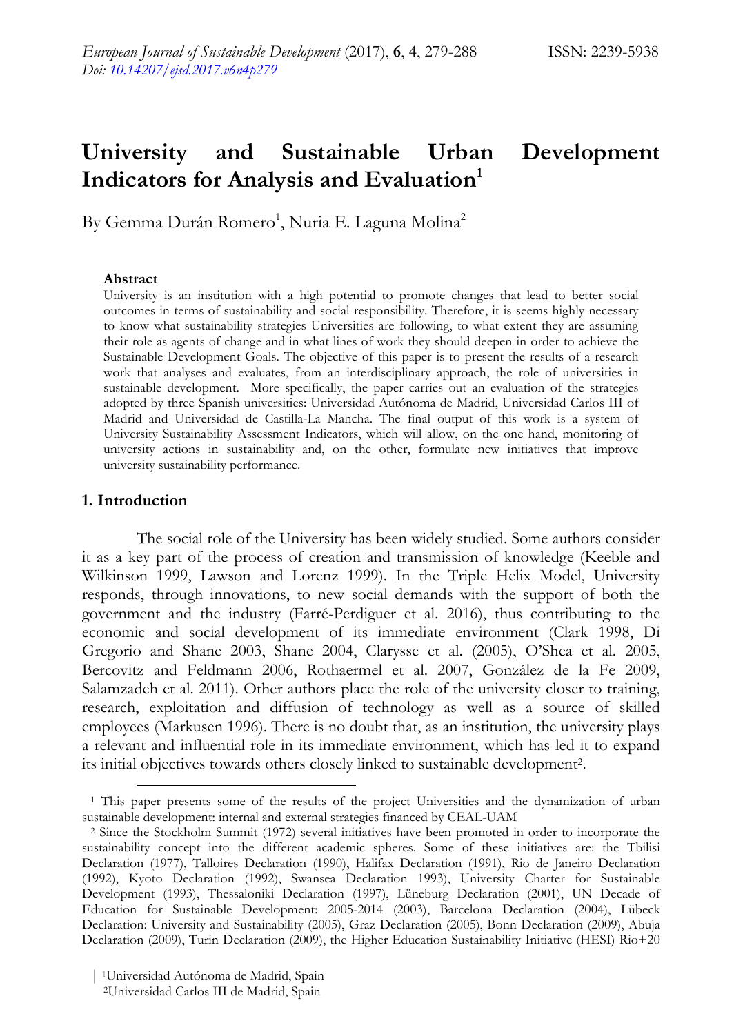# University and Sustainable Urban Development Indicators for Analysis and Evaluation[1]

By Gemma Durán Romero[1], Nuria E. Laguna Molina[2]

### Abstract

University is an institution with a high potential to promote changes that lead to better social outcomes in terms of sustainability and social responsibility. Therefore, it is seems highly necessary to know what sustainability strategies Universities are following, to what extent they are assuming their role as agents of change and in what lines of work they should deepen in order to achieve the Sustainable Development Goals. The objective of this paper is to present the results of a research work that analyses and evaluates, from an interdisciplinary approach, the role of universities in sustainable development. More specifically, the paper carries out an evaluation of the strategies adopted by three Spanish universities: Universidad Autónoma de Madrid, Universidad Carlos III of Madrid and Universidad de Castilla-La Mancha. The final output of this work is a system of University Sustainability Assessment Indicators, which will allow, on the one hand, monitoring of university actions in sustainability and, on the other, formulate new initiatives that improve university sustainability performance.

## 1. Introduction

The social role of the University has been widely studied. Some authors consider it as a key part of the process of creation and transmission of knowledge (Keeble and Wilkinson 1999, Lawson and Lorenz 1999). In the Triple Helix Model, University responds, through innovations, to new social demands with the support of both the government and the industry (Farré-Perdiguer et al. 2016), thus contributing to the economic and social development of its immediate environment (Clark 1998, Di Gregorio and Shane 2003, Shane 2004, Clarysse et al. (2005), O'Shea et al. 2005, Bercovitz and Feldmann 2006, Rothaermel et al. 2007, González de la Fe 2009, Salamzadeh et al. 2011). Other authors place the role of the university closer to training, research, exploitation and diffusion of technology as well as a source of skilled employees (Markusen 1996). There is no doubt that, as an institution, the university plays a relevant and influential role in its immediate environment, which has led it to expand its initial objectives towards others closely linked to sustainable development[2].

---

[1] This paper presents some of the results of the project Universities and the dynamization of urban sustainable development: internal and external strategies financed by CEAL-UAM

[2] Since the Stockholm Summit (1972) several initiatives have been promoted in order to incorporate the sustainability concept into the different academic spheres. Some of these initiatives are: the Tbilisi Declaration (1977), Talloires Declaration (1990), Halifax Declaration (1991), Rio de Janeiro Declaration (1992), Kyoto Declaration (1992), Swansea Declaration 1993), University Charter for Sustainable Development (1993), Thessaloniki Declaration (1997), Lüneburg Declaration (2001), UN Decade of Education for Sustainable Development: 2005-2014 (2003), Barcelona Declaration (2004), Lübeck Declaration: University and Sustainability (2005), Graz Declaration (2005), Bonn Declaration (2009), Abuja Declaration (2009), Turin Declaration (2009), the Higher Education Sustainability Initiative (HESI) Rio+20

[1]Universidad Autónoma de Madrid, Spain
[2]Universidad Carlos III de Madrid, Spain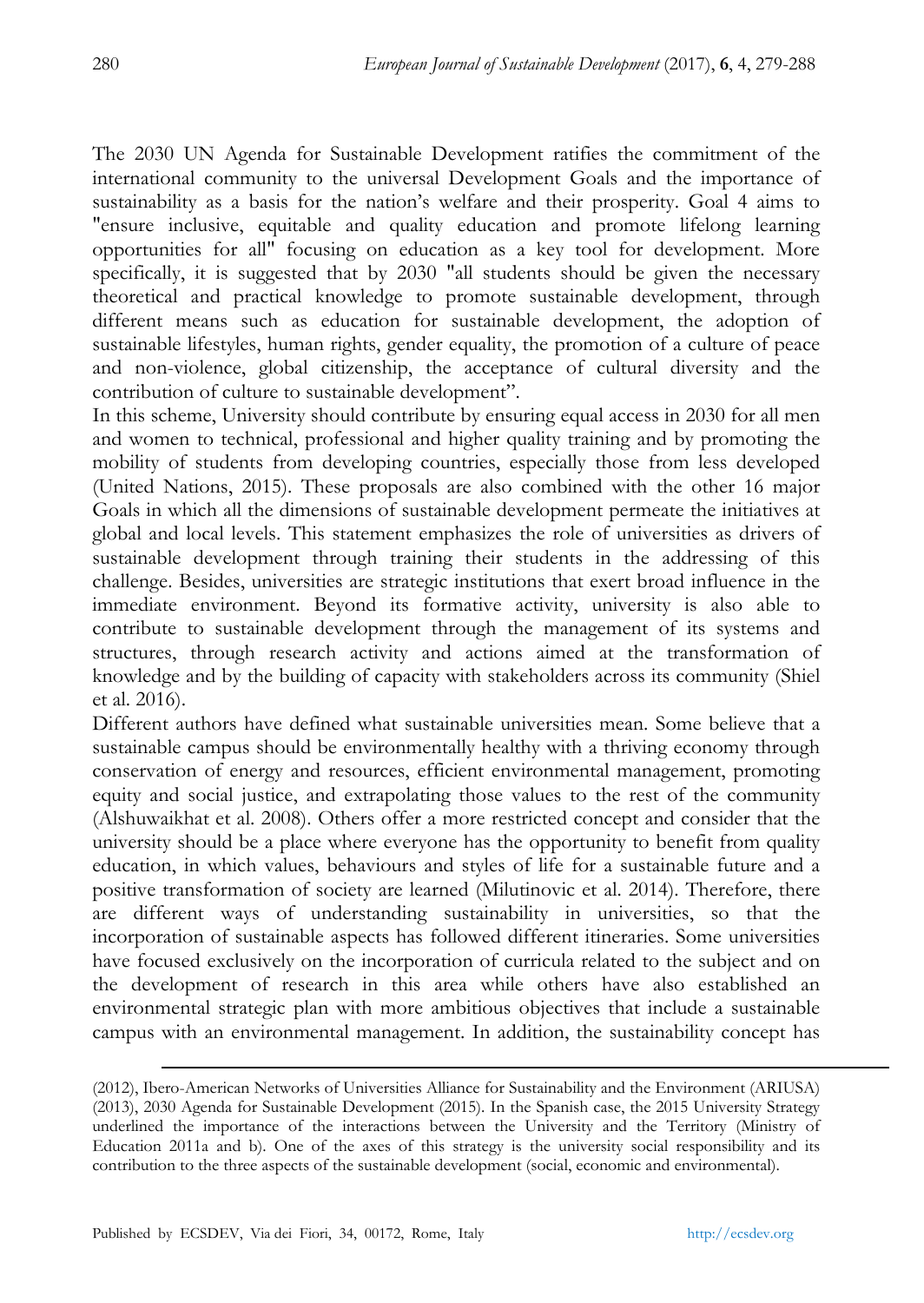The 2030 UN Agenda for Sustainable Development ratifies the commitment of the international community to the universal Development Goals and the importance of sustainability as a basis for the nation's welfare and their prosperity. Goal 4 aims to "ensure inclusive, equitable and quality education and promote lifelong learning opportunities for all" focusing on education as a key tool for development. More specifically, it is suggested that by 2030 "all students should be given the necessary theoretical and practical knowledge to promote sustainable development, through different means such as education for sustainable development, the adoption of sustainable lifestyles, human rights, gender equality, the promotion of a culture of peace and non-violence, global citizenship, the acceptance of cultural diversity and the contribution of culture to sustainable development".

In this scheme, University should contribute by ensuring equal access in 2030 for all men and women to technical, professional and higher quality training and by promoting the mobility of students from developing countries, especially those from less developed (United Nations, 2015). These proposals are also combined with the other 16 major Goals in which all the dimensions of sustainable development permeate the initiatives at global and local levels. This statement emphasizes the role of universities as drivers of sustainable development through training their students in the addressing of this challenge. Besides, universities are strategic institutions that exert broad influence in the immediate environment. Beyond its formative activity, university is also able to contribute to sustainable development through the management of its systems and structures, through research activity and actions aimed at the transformation of knowledge and by the building of capacity with stakeholders across its community (Shiel et al. 2016).

Different authors have defined what sustainable universities mean. Some believe that a sustainable campus should be environmentally healthy with a thriving economy through conservation of energy and resources, efficient environmental management, promoting equity and social justice, and extrapolating those values to the rest of the community (Alshuwaikhat et al. 2008). Others offer a more restricted concept and consider that the university should be a place where everyone has the opportunity to benefit from quality education, in which values, behaviours and styles of life for a sustainable future and a positive transformation of society are learned (Milutinovic et al. 2014). Therefore, there are different ways of understanding sustainability in universities, so that the incorporation of sustainable aspects has followed different itineraries. Some universities have focused exclusively on the incorporation of curricula related to the subject and on the development of research in this area while others have also established an environmental strategic plan with more ambitious objectives that include a sustainable campus with an environmental management. In addition, the sustainability concept has

---

(2012), Ibero-American Networks of Universities Alliance for Sustainability and the Environment (ARIUSA) (2013), 2030 Agenda for Sustainable Development (2015). In the Spanish case, the 2015 University Strategy underlined the importance of the interactions between the University and the Territory (Ministry of Education 2011a and b). One of the axes of this strategy is the university social responsibility and its contribution to the three aspects of the sustainable development (social, economic and environmental).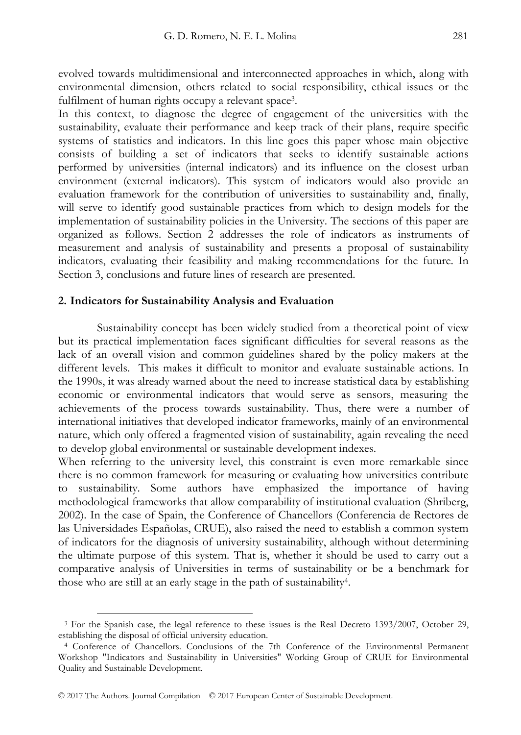evolved towards multidimensional and interconnected approaches in which, along with environmental dimension, others related to social responsibility, ethical issues or the fulfilment of human rights occupy a relevant space[3].

In this context, to diagnose the degree of engagement of the universities with the sustainability, evaluate their performance and keep track of their plans, require specific systems of statistics and indicators. In this line goes this paper whose main objective consists of building a set of indicators that seeks to identify sustainable actions performed by universities (internal indicators) and its influence on the closest urban environment (external indicators). This system of indicators would also provide an evaluation framework for the contribution of universities to sustainability and, finally, will serve to identify good sustainable practices from which to design models for the implementation of sustainability policies in the University. The sections of this paper are organized as follows. Section 2 addresses the role of indicators as instruments of measurement and analysis of sustainability and presents a proposal of sustainability indicators, evaluating their feasibility and making recommendations for the future. In Section 3, conclusions and future lines of research are presented.

## 2. Indicators for Sustainability Analysis and Evaluation

Sustainability concept has been widely studied from a theoretical point of view but its practical implementation faces significant difficulties for several reasons as the lack of an overall vision and common guidelines shared by the policy makers at the different levels. This makes it difficult to monitor and evaluate sustainable actions. In the 1990s, it was already warned about the need to increase statistical data by establishing economic or environmental indicators that would serve as sensors, measuring the achievements of the process towards sustainability. Thus, there were a number of international initiatives that developed indicator frameworks, mainly of an environmental nature, which only offered a fragmented vision of sustainability, again revealing the need to develop global environmental or sustainable development indexes.

When referring to the university level, this constraint is even more remarkable since there is no common framework for measuring or evaluating how universities contribute to sustainability. Some authors have emphasized the importance of having methodological frameworks that allow comparability of institutional evaluation (Shriberg, 2002). In the case of Spain, the Conference of Chancellors (Conferencia de Rectores de las Universidades Españolas, CRUE), also raised the need to establish a common system of indicators for the diagnosis of university sustainability, although without determining the ultimate purpose of this system. That is, whether it should be used to carry out a comparative analysis of Universities in terms of sustainability or be a benchmark for those who are still at an early stage in the path of sustainability[4].

---

[3] For the Spanish case, the legal reference to these issues is the Real Decreto 1393/2007, October 29, establishing the disposal of official university education.

[4] Conference of Chancellors. Conclusions of the 7th Conference of the Environmental Permanent Workshop "Indicators and Sustainability in Universities" Working Group of CRUE for Environmental Quality and Sustainable Development.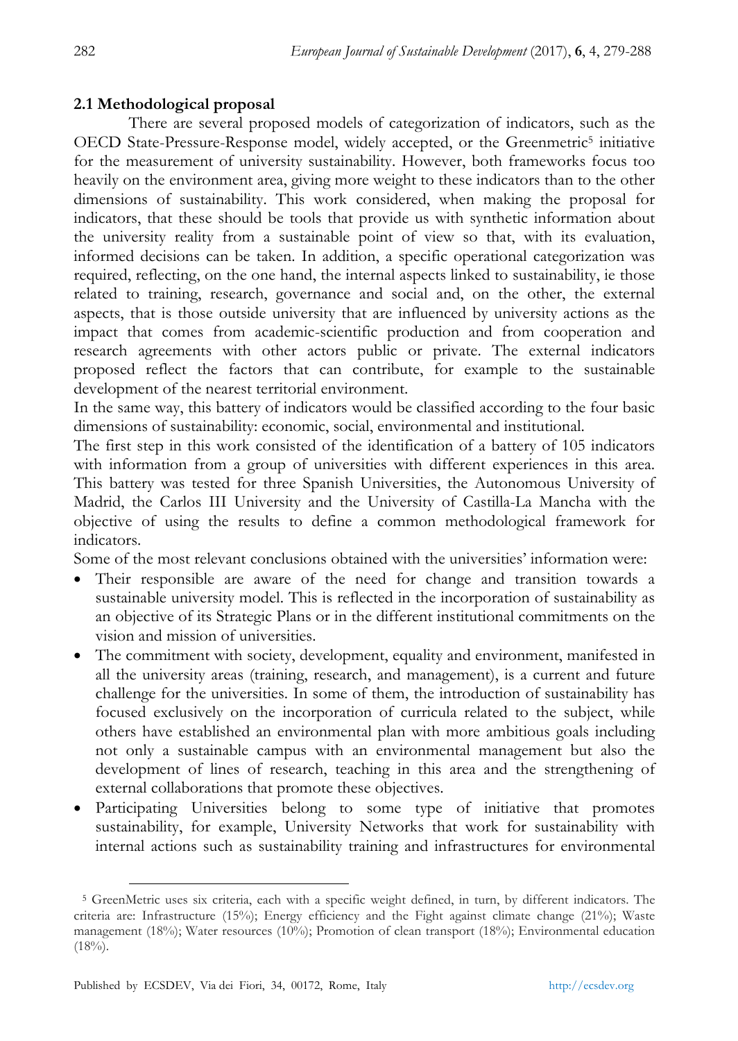### 2.1 Methodological proposal

There are several proposed models of categorization of indicators, such as the OECD State-Pressure-Response model, widely accepted, or the Greenmetric[5] initiative for the measurement of university sustainability. However, both frameworks focus too heavily on the environment area, giving more weight to these indicators than to the other dimensions of sustainability. This work considered, when making the proposal for indicators, that these should be tools that provide us with synthetic information about the university reality from a sustainable point of view so that, with its evaluation, informed decisions can be taken. In addition, a specific operational categorization was required, reflecting, on the one hand, the internal aspects linked to sustainability, ie those related to training, research, governance and social and, on the other, the external aspects, that is those outside university that are influenced by university actions as the impact that comes from academic-scientific production and from cooperation and research agreements with other actors public or private. The external indicators proposed reflect the factors that can contribute, for example to the sustainable development of the nearest territorial environment.

In the same way, this battery of indicators would be classified according to the four basic dimensions of sustainability: economic, social, environmental and institutional.

The first step in this work consisted of the identification of a battery of 105 indicators with information from a group of universities with different experiences in this area. This battery was tested for three Spanish Universities, the Autonomous University of Madrid, the Carlos III University and the University of Castilla-La Mancha with the objective of using the results to define a common methodological framework for indicators.

Some of the most relevant conclusions obtained with the universities' information were:

- Their responsible are aware of the need for change and transition towards a sustainable university model. This is reflected in the incorporation of sustainability as an objective of its Strategic Plans or in the different institutional commitments on the vision and mission of universities.
- The commitment with society, development, equality and environment, manifested in all the university areas (training, research, and management), is a current and future challenge for the universities. In some of them, the introduction of sustainability has focused exclusively on the incorporation of curricula related to the subject, while others have established an environmental plan with more ambitious goals including not only a sustainable campus with an environmental management but also the development of lines of research, teaching in this area and the strengthening of external collaborations that promote these objectives.
- Participating Universities belong to some type of initiative that promotes sustainability, for example, University Networks that work for sustainability with internal actions such as sustainability training and infrastructures for environmental

[5] GreenMetric uses six criteria, each with a specific weight defined, in turn, by different indicators. The criteria are: Infrastructure (15%); Energy efficiency and the Fight against climate change (21%); Waste management (18%); Water resources (10%); Promotion of clean transport (18%); Environmental education (18%).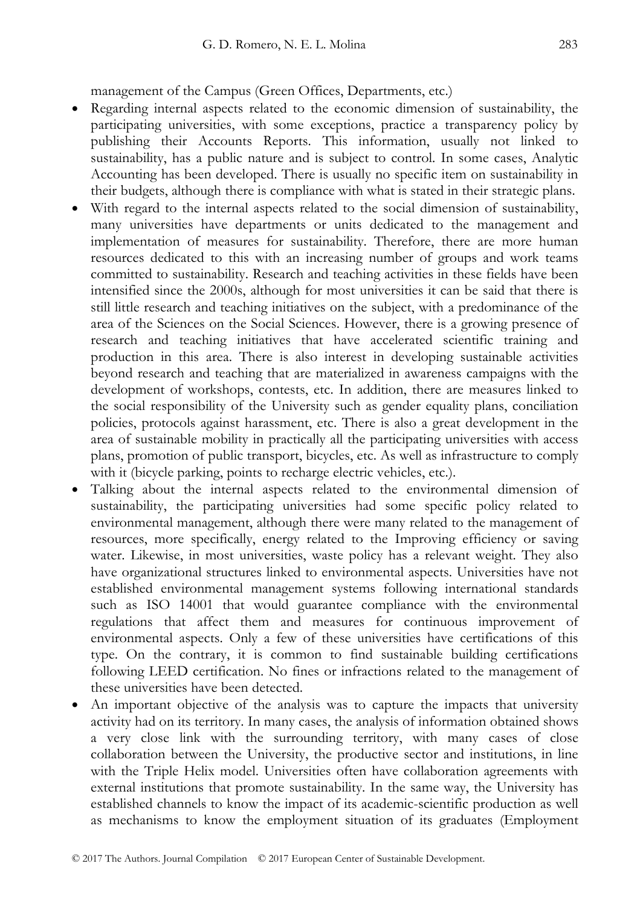management of the Campus (Green Offices, Departments, etc.)

- Regarding internal aspects related to the economic dimension of sustainability, the participating universities, with some exceptions, practice a transparency policy by publishing their Accounts Reports. This information, usually not linked to sustainability, has a public nature and is subject to control. In some cases, Analytic Accounting has been developed. There is usually no specific item on sustainability in their budgets, although there is compliance with what is stated in their strategic plans.
- With regard to the internal aspects related to the social dimension of sustainability, many universities have departments or units dedicated to the management and implementation of measures for sustainability. Therefore, there are more human resources dedicated to this with an increasing number of groups and work teams committed to sustainability. Research and teaching activities in these fields have been intensified since the 2000s, although for most universities it can be said that there is still little research and teaching initiatives on the subject, with a predominance of the area of the Sciences on the Social Sciences. However, there is a growing presence of research and teaching initiatives that have accelerated scientific training and production in this area. There is also interest in developing sustainable activities beyond research and teaching that are materialized in awareness campaigns with the development of workshops, contests, etc. In addition, there are measures linked to the social responsibility of the University such as gender equality plans, conciliation policies, protocols against harassment, etc. There is also a great development in the area of sustainable mobility in practically all the participating universities with access plans, promotion of public transport, bicycles, etc. As well as infrastructure to comply with it (bicycle parking, points to recharge electric vehicles, etc.).
- Talking about the internal aspects related to the environmental dimension of sustainability, the participating universities had some specific policy related to environmental management, although there were many related to the management of resources, more specifically, energy related to the Improving efficiency or saving water. Likewise, in most universities, waste policy has a relevant weight. They also have organizational structures linked to environmental aspects. Universities have not established environmental management systems following international standards such as ISO 14001 that would guarantee compliance with the environmental regulations that affect them and measures for continuous improvement of environmental aspects. Only a few of these universities have certifications of this type. On the contrary, it is common to find sustainable building certifications following LEED certification. No fines or infractions related to the management of these universities have been detected.
- An important objective of the analysis was to capture the impacts that university activity had on its territory. In many cases, the analysis of information obtained shows a very close link with the surrounding territory, with many cases of close collaboration between the University, the productive sector and institutions, in line with the Triple Helix model. Universities often have collaboration agreements with external institutions that promote sustainability. In the same way, the University has established channels to know the impact of its academic-scientific production as well as mechanisms to know the employment situation of its graduates (Employment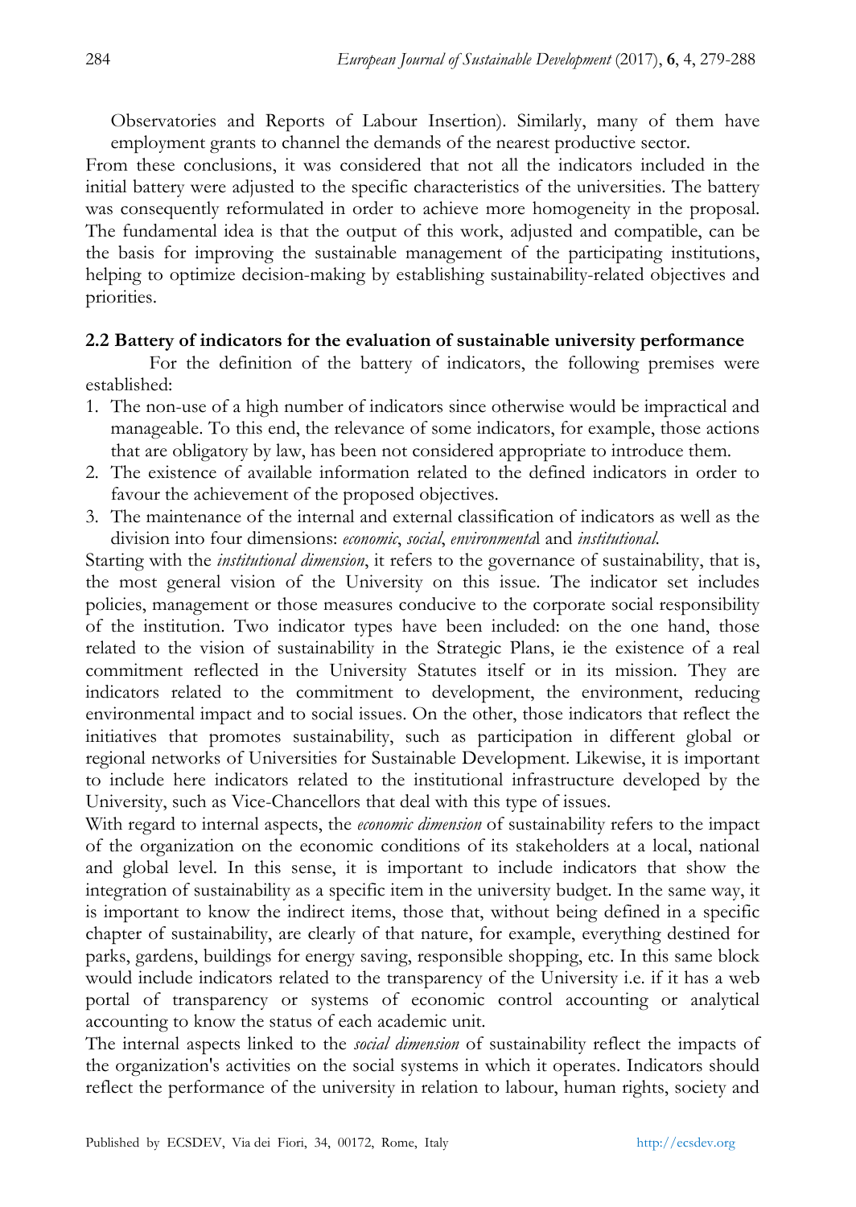Observatories and Reports of Labour Insertion). Similarly, many of them have employment grants to channel the demands of the nearest productive sector.

From these conclusions, it was considered that not all the indicators included in the initial battery were adjusted to the specific characteristics of the universities. The battery was consequently reformulated in order to achieve more homogeneity in the proposal. The fundamental idea is that the output of this work, adjusted and compatible, can be the basis for improving the sustainable management of the participating institutions, helping to optimize decision-making by establishing sustainability-related objectives and priorities.

### 2.2 Battery of indicators for the evaluation of sustainable university performance

For the definition of the battery of indicators, the following premises were established:

1. The non-use of a high number of indicators since otherwise would be impractical and manageable. To this end, the relevance of some indicators, for example, those actions that are obligatory by law, has been not considered appropriate to introduce them.
2. The existence of available information related to the defined indicators in order to favour the achievement of the proposed objectives.
3. The maintenance of the internal and external classification of indicators as well as the division into four dimensions: *economic*, *social*, *environmenta*l and *institutional*.

Starting with the *institutional dimension*, it refers to the governance of sustainability, that is, the most general vision of the University on this issue. The indicator set includes policies, management or those measures conducive to the corporate social responsibility of the institution. Two indicator types have been included: on the one hand, those related to the vision of sustainability in the Strategic Plans, ie the existence of a real commitment reflected in the University Statutes itself or in its mission. They are indicators related to the commitment to development, the environment, reducing environmental impact and to social issues. On the other, those indicators that reflect the initiatives that promotes sustainability, such as participation in different global or regional networks of Universities for Sustainable Development. Likewise, it is important to include here indicators related to the institutional infrastructure developed by the University, such as Vice-Chancellors that deal with this type of issues.

With regard to internal aspects, the *economic dimension* of sustainability refers to the impact of the organization on the economic conditions of its stakeholders at a local, national and global level. In this sense, it is important to include indicators that show the integration of sustainability as a specific item in the university budget. In the same way, it is important to know the indirect items, those that, without being defined in a specific chapter of sustainability, are clearly of that nature, for example, everything destined for parks, gardens, buildings for energy saving, responsible shopping, etc. In this same block would include indicators related to the transparency of the University i.e. if it has a web portal of transparency or systems of economic control accounting or analytical accounting to know the status of each academic unit.

The internal aspects linked to the *social dimension* of sustainability reflect the impacts of the organization's activities on the social systems in which it operates. Indicators should reflect the performance of the university in relation to labour, human rights, society and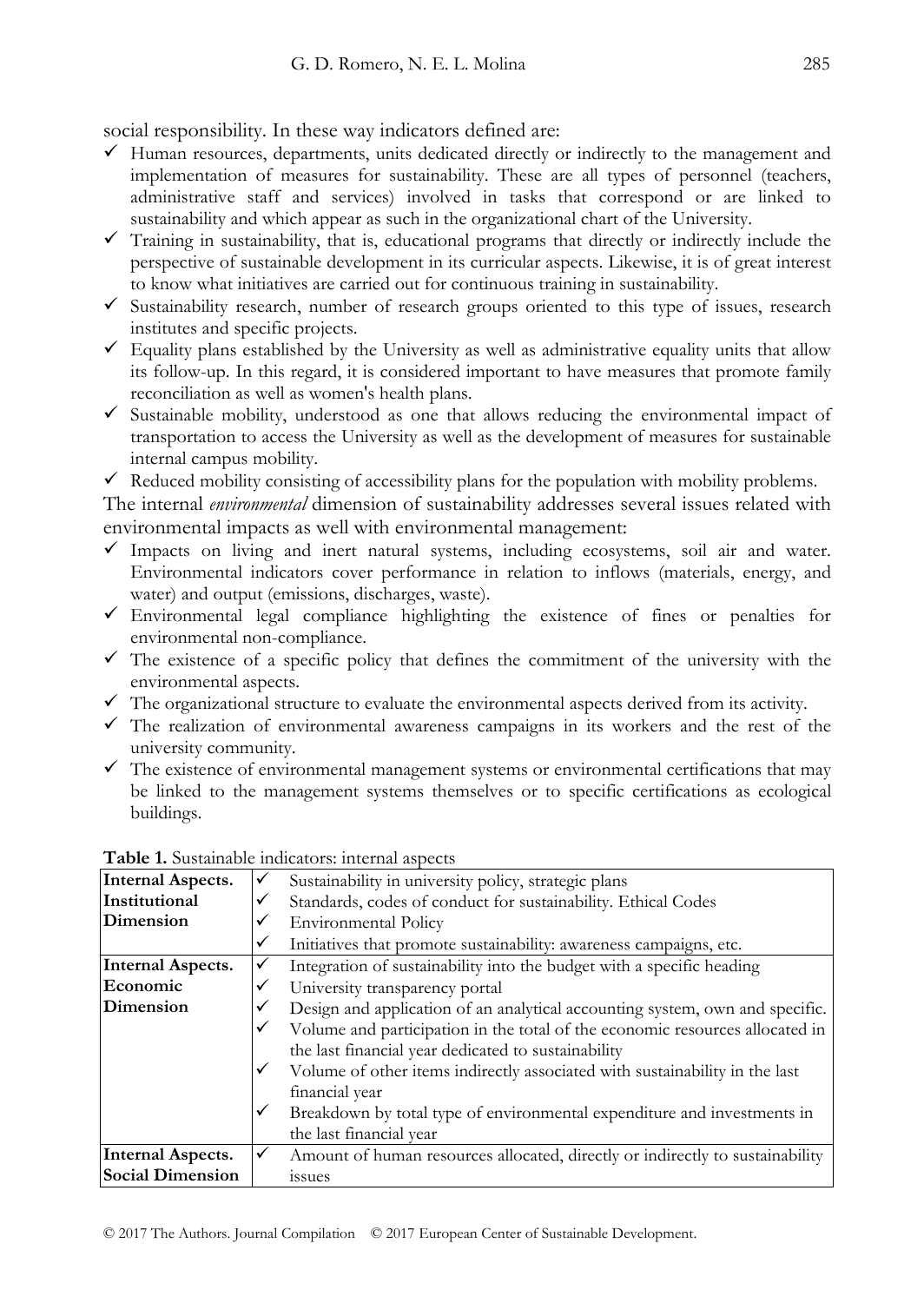social responsibility. In these way indicators defined are:

- ✓ Human resources, departments, units dedicated directly or indirectly to the management and implementation of measures for sustainability. These are all types of personnel (teachers, administrative staff and services) involved in tasks that correspond or are linked to sustainability and which appear as such in the organizational chart of the University.
- ✓ Training in sustainability, that is, educational programs that directly or indirectly include the perspective of sustainable development in its curricular aspects. Likewise, it is of great interest to know what initiatives are carried out for continuous training in sustainability.
- ✓ Sustainability research, number of research groups oriented to this type of issues, research institutes and specific projects.
- ✓ Equality plans established by the University as well as administrative equality units that allow its follow-up. In this regard, it is considered important to have measures that promote family reconciliation as well as women's health plans.
- ✓ Sustainable mobility, understood as one that allows reducing the environmental impact of transportation to access the University as well as the development of measures for sustainable internal campus mobility.
- ✓ Reduced mobility consisting of accessibility plans for the population with mobility problems.

The internal *environmental* dimension of sustainability addresses several issues related with environmental impacts as well with environmental management:

- ✓ Impacts on living and inert natural systems, including ecosystems, soil air and water. Environmental indicators cover performance in relation to inflows (materials, energy, and water) and output (emissions, discharges, waste).
- ✓ Environmental legal compliance highlighting the existence of fines or penalties for environmental non-compliance.
- ✓ The existence of a specific policy that defines the commitment of the university with the environmental aspects.
- ✓ The organizational structure to evaluate the environmental aspects derived from its activity.
- ✓ The realization of environmental awareness campaigns in its workers and the rest of the university community.
- ✓ The existence of environmental management systems or environmental certifications that may be linked to the management systems themselves or to specific certifications as ecological buildings.

**Table 1.** Sustainable indicators: internal aspects

| | |
|---|---|
| **Internal Aspects. Institutional Dimension** | ✓ Sustainability in university policy, strategic plans<br>✓ Standards, codes of conduct for sustainability. Ethical Codes<br>✓ Environmental Policy<br>✓ Initiatives that promote sustainability: awareness campaigns, etc. |
| **Internal Aspects. Economic Dimension** | ✓ Integration of sustainability into the budget with a specific heading<br>✓ University transparency portal<br>✓ Design and application of an analytical accounting system, own and specific.<br>✓ Volume and participation in the total of the economic resources allocated in the last financial year dedicated to sustainability<br>✓ Volume of other items indirectly associated with sustainability in the last financial year<br>✓ Breakdown by total type of environmental expenditure and investments in the last financial year |
| **Internal Aspects. Social Dimension** | ✓ Amount of human resources allocated, directly or indirectly to sustainability issues |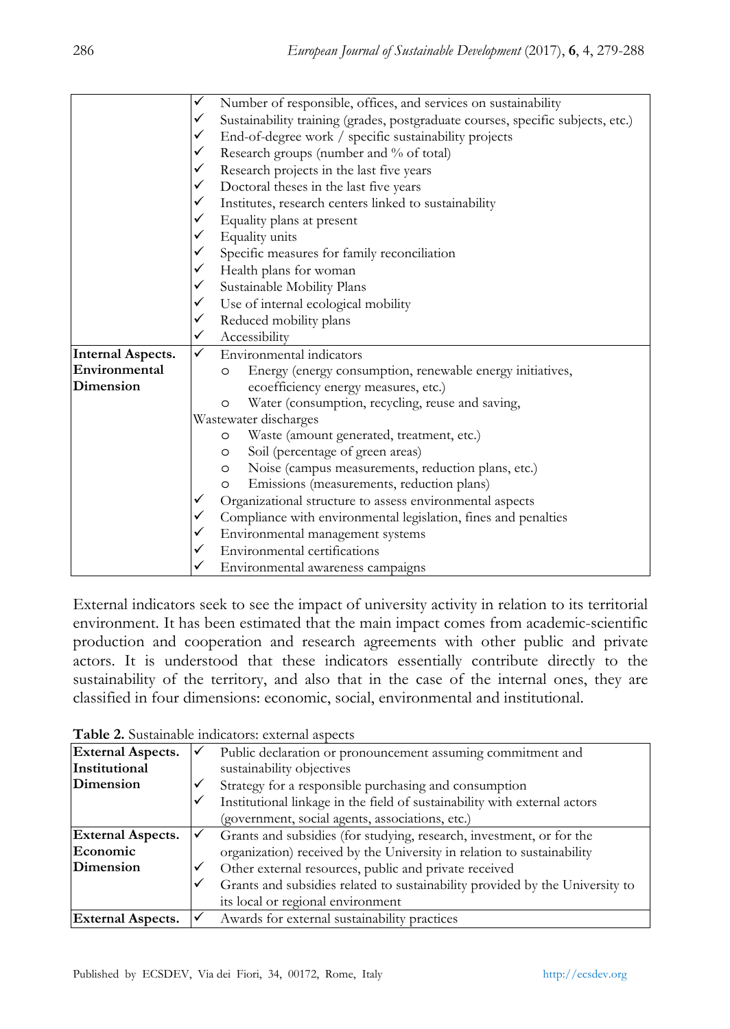| | |
|---|---|
| | ✓ Number of responsible, offices, and services on sustainability<br>✓ Sustainability training (grades, postgraduate courses, specific subjects, etc.)<br>✓ End-of-degree work / specific sustainability projects<br>✓ Research groups (number and % of total)<br>✓ Research projects in the last five years<br>✓ Doctoral theses in the last five years<br>✓ Institutes, research centers linked to sustainability<br>✓ Equality plans at present<br>✓ Equality units<br>✓ Specific measures for family reconciliation<br>✓ Health plans for woman<br>✓ Sustainable Mobility Plans<br>✓ Use of internal ecological mobility<br>✓ Reduced mobility plans<br>✓ Accessibility |
| **Internal Aspects. Environmental Dimension** | ✓ Environmental indicators<br>○ Energy (energy consumption, renewable energy initiatives, ecoefficiency energy measures, etc.)<br>○ Water (consumption, recycling, reuse and saving, Wastewater discharges<br>○ Waste (amount generated, treatment, etc.)<br>○ Soil (percentage of green areas)<br>○ Noise (campus measurements, reduction plans, etc.)<br>○ Emissions (measurements, reduction plans)<br>✓ Organizational structure to assess environmental aspects<br>✓ Compliance with environmental legislation, fines and penalties<br>✓ Environmental management systems<br>✓ Environmental certifications<br>✓ Environmental awareness campaigns |

External indicators seek to see the impact of university activity in relation to its territorial environment. It has been estimated that the main impact comes from academic-scientific production and cooperation and research agreements with other public and private actors. It is understood that these indicators essentially contribute directly to the sustainability of the territory, and also that in the case of the internal ones, they are classified in four dimensions: economic, social, environmental and institutional.

**Table 2.** Sustainable indicators: external aspects

| | |
|---|---|
| **External Aspects. Institutional Dimension** | ✓ Public declaration or pronouncement assuming commitment and sustainability objectives<br>✓ Strategy for a responsible purchasing and consumption<br>✓ Institutional linkage in the field of sustainability with external actors (government, social agents, associations, etc.) |
| **External Aspects. Economic Dimension** | ✓ Grants and subsidies (for studying, research, investment, or for the organization) received by the University in relation to sustainability<br>✓ Other external resources, public and private received<br>✓ Grants and subsidies related to sustainability provided by the University to its local or regional environment |
| **External Aspects.** | ✓ Awards for external sustainability practices |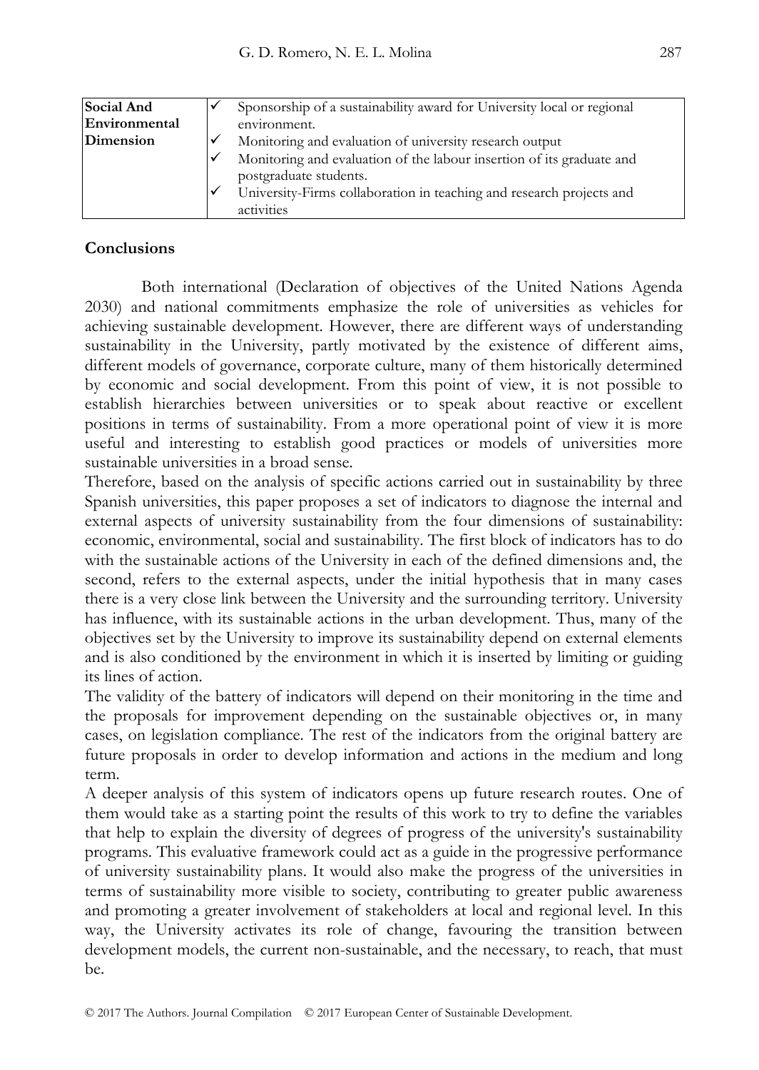| **Social And Environmental Dimension** | ✓ Sponsorship of a sustainability award for University local or regional environment.<br>✓ Monitoring and evaluation of university research output<br>✓ Monitoring and evaluation of the labour insertion of its graduate and postgraduate students.<br>✓ University-Firms collaboration in teaching and research projects and activities |
|---|---|

## Conclusions

Both international (Declaration of objectives of the United Nations Agenda 2030) and national commitments emphasize the role of universities as vehicles for achieving sustainable development. However, there are different ways of understanding sustainability in the University, partly motivated by the existence of different aims, different models of governance, corporate culture, many of them historically determined by economic and social development. From this point of view, it is not possible to establish hierarchies between universities or to speak about reactive or excellent positions in terms of sustainability. From a more operational point of view it is more useful and interesting to establish good practices or models of universities more sustainable universities in a broad sense.

Therefore, based on the analysis of specific actions carried out in sustainability by three Spanish universities, this paper proposes a set of indicators to diagnose the internal and external aspects of university sustainability from the four dimensions of sustainability: economic, environmental, social and sustainability. The first block of indicators has to do with the sustainable actions of the University in each of the defined dimensions and, the second, refers to the external aspects, under the initial hypothesis that in many cases there is a very close link between the University and the surrounding territory. University has influence, with its sustainable actions in the urban development. Thus, many of the objectives set by the University to improve its sustainability depend on external elements and is also conditioned by the environment in which it is inserted by limiting or guiding its lines of action.

The validity of the battery of indicators will depend on their monitoring in the time and the proposals for improvement depending on the sustainable objectives or, in many cases, on legislation compliance. The rest of the indicators from the original battery are future proposals in order to develop information and actions in the medium and long term.

A deeper analysis of this system of indicators opens up future research routes. One of them would take as a starting point the results of this work to try to define the variables that help to explain the diversity of degrees of progress of the university's sustainability programs. This evaluative framework could act as a guide in the progressive performance of university sustainability plans. It would also make the progress of the universities in terms of sustainability more visible to society, contributing to greater public awareness and promoting a greater involvement of stakeholders at local and regional level. In this way, the University activates its role of change, favouring the transition between development models, the current non-sustainable, and the necessary, to reach, that must be.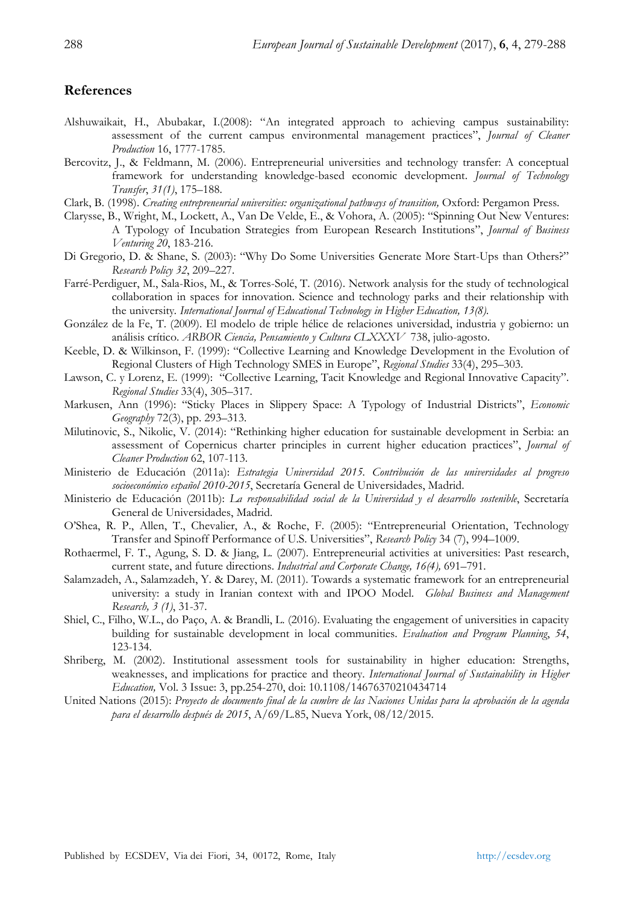## References

Alshuwaikait, H., Abubakar, I.(2008): "An integrated approach to achieving campus sustainability: assessment of the current campus environmental management practices", *Journal of Cleaner Production* 16, 1777-1785.

Bercovitz, J., & Feldmann, M. (2006). Entrepreneurial universities and technology transfer: A conceptual framework for understanding knowledge-based economic development. *Journal of Technology Transfer*, *31(1)*, 175–188.

Clark, B. (1998). *Creating entrepreneurial universities: organizational pathways of transition,* Oxford: Pergamon Press.

Clarysse, B., Wright, M., Lockett, A., Van De Velde, E., & Vohora, A. (2005): "Spinning Out New Ventures: A Typology of Incubation Strategies from European Research Institutions", *Journal of Business Venturing 20*, 183-216.

Di Gregorio, D. & Shane, S. (2003): "Why Do Some Universities Generate More Start-Ups than Others?" *Research Policy 32*, 209–227.

Farré-Perdiguer, M., Sala-Rios, M., & Torres-Solé, T. (2016). Network analysis for the study of technological collaboration in spaces for innovation. Science and technology parks and their relationship with the university. *International Journal of Educational Technology in Higher Education, 13(8).*

González de la Fe, T. (2009). El modelo de triple hélice de relaciones universidad, industria y gobierno: un análisis crítico. *ARBOR Ciencia, Pensamiento y Cultura CLXXXV* 738, julio-agosto.

Keeble, D. & Wilkinson, F. (1999): "Collective Learning and Knowledge Development in the Evolution of Regional Clusters of High Technology SMES in Europe", *Regional Studies* 33(4), 295–303.

Lawson, C. y Lorenz, E. (1999): "Collective Learning, Tacit Knowledge and Regional Innovative Capacity". *Regional Studies* 33(4), 305–317.

Markusen, Ann (1996): "Sticky Places in Slippery Space: A Typology of Industrial Districts", *Economic Geography* 72(3), pp. 293–313.

Milutinovic, S., Nikolic, V. (2014): "Rethinking higher education for sustainable development in Serbia: an assessment of Copernicus charter principles in current higher education practices", *Journal of Cleaner Production* 62, 107-113.

Ministerio de Educación (2011a): *Estrategia Universidad 2015. Contribución de las universidades al progreso socioeconómico español 2010-2015*, Secretaría General de Universidades, Madrid.

Ministerio de Educación (2011b): *La responsabilidad social de la Universidad y el desarrollo sostenible*, Secretaría General de Universidades, Madrid.

O'Shea, R. P., Allen, T., Chevalier, A., & Roche, F. (2005): "Entrepreneurial Orientation, Technology Transfer and Spinoff Performance of U.S. Universities", *Research Policy* 34 (7), 994–1009.

Rothaermel, F. T., Agung, S. D. & Jiang, L. (2007). Entrepreneurial activities at universities: Past research, current state, and future directions. *Industrial and Corporate Change, 16(4),* 691–791.

Salamzadeh, A., Salamzadeh, Y. & Darey, M. (2011). Towards a systematic framework for an entrepreneurial university: a study in Iranian context with and IPOO Model. *Global Business and Management Research, 3 (1)*, 31-37.

Shiel, C., Filho, W.L., do Paço, A. & Brandli, L. (2016). Evaluating the engagement of universities in capacity building for sustainable development in local communities. *Evaluation and Program Planning*, *54*, 123-134.

Shriberg, M. (2002). Institutional assessment tools for sustainability in higher education: Strengths, weaknesses, and implications for practice and theory. *International Journal of Sustainability in Higher Education,* Vol. 3 Issue: 3, pp.254-270, doi: 10.1108/14676370210434714

United Nations (2015): *Proyecto de documento final de la cumbre de las Naciones Unidas para la aprobación de la agenda para el desarrollo después de 2015*, A/69/L.85, Nueva York, 08/12/2015.